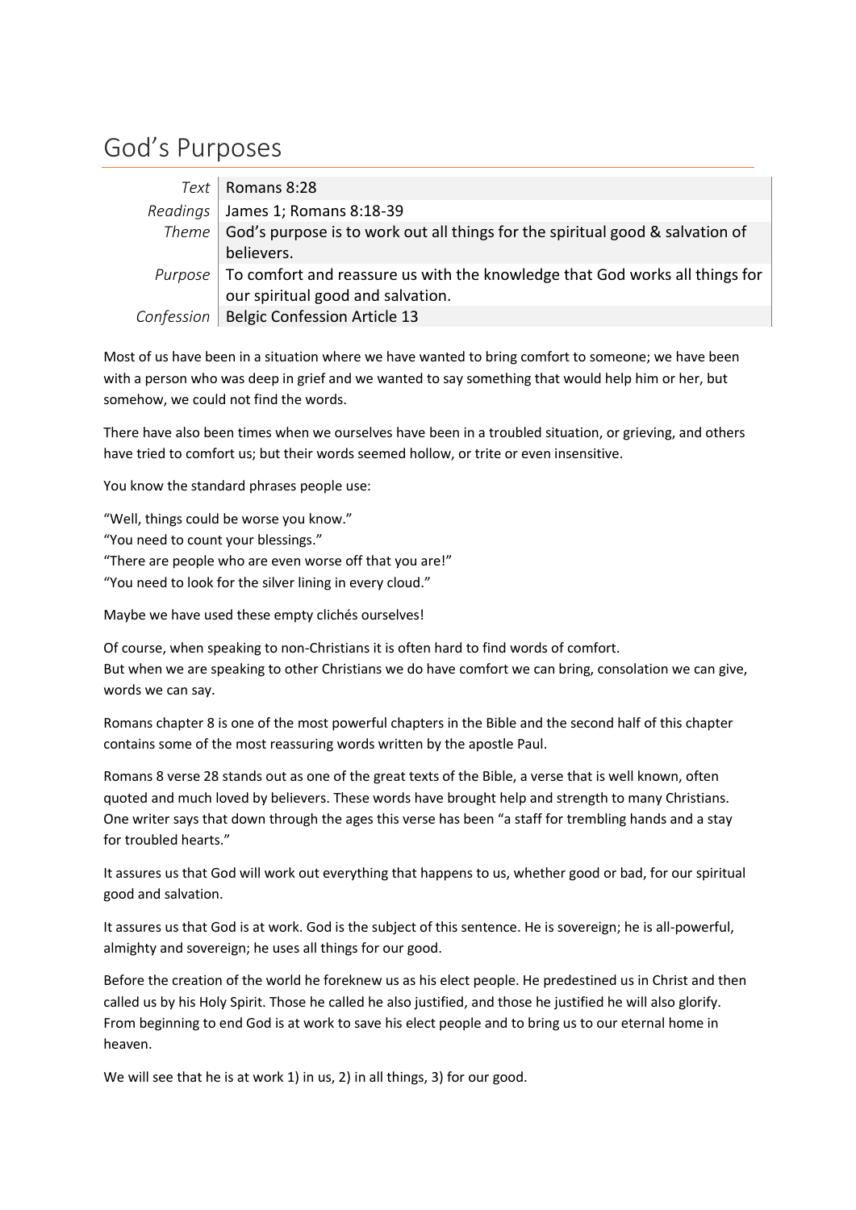# God's Purposes

| | |
|---|---|
| *Text* | Romans 8:28 |
| *Readings* | James 1; Romans 8:18-39 |
| *Theme* | God's purpose is to work out all things for the spiritual good & salvation of believers. |
| *Purpose* | To comfort and reassure us with the knowledge that God works all things for our spiritual good and salvation. |
| *Confession* | Belgic Confession Article 13 |

Most of us have been in a situation where we have wanted to bring comfort to someone; we have been with a person who was deep in grief and we wanted to say something that would help him or her, but somehow, we could not find the words.

There have also been times when we ourselves have been in a troubled situation, or grieving, and others have tried to comfort us; but their words seemed hollow, or trite or even insensitive.

You know the standard phrases people use:

"Well, things could be worse you know."
"You need to count your blessings."
"There are people who are even worse off that you are!"
"You need to look for the silver lining in every cloud."

Maybe we have used these empty clichés ourselves!

Of course, when speaking to non-Christians it is often hard to find words of comfort.
But when we are speaking to other Christians we do have comfort we can bring, consolation we can give, words we can say.

Romans chapter 8 is one of the most powerful chapters in the Bible and the second half of this chapter contains some of the most reassuring words written by the apostle Paul.

Romans 8 verse 28 stands out as one of the great texts of the Bible, a verse that is well known, often quoted and much loved by believers. These words have brought help and strength to many Christians. One writer says that down through the ages this verse has been "a staff for trembling hands and a stay for troubled hearts."

It assures us that God will work out everything that happens to us, whether good or bad, for our spiritual good and salvation.

It assures us that God is at work. God is the subject of this sentence. He is sovereign; he is all-powerful, almighty and sovereign; he uses all things for our good.

Before the creation of the world he foreknew us as his elect people. He predestined us in Christ and then called us by his Holy Spirit. Those he called he also justified, and those he justified he will also glorify. From beginning to end God is at work to save his elect people and to bring us to our eternal home in heaven.

We will see that he is at work 1) in us, 2) in all things, 3) for our good.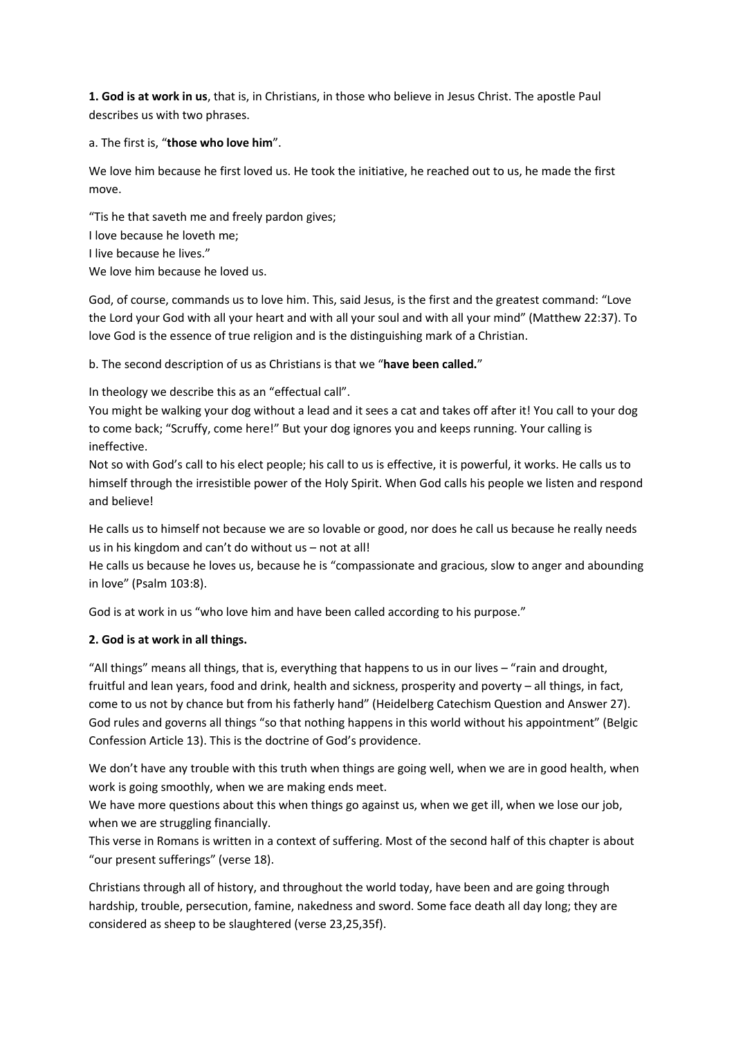**1. God is at work in us**, that is, in Christians, in those who believe in Jesus Christ. The apostle Paul describes us with two phrases.

a. The first is, "**those who love him**".

We love him because he first loved us. He took the initiative, he reached out to us, he made the first move.

"Tis he that saveth me and freely pardon gives;  
I love because he loveth me;  
I live because he lives."  
We love him because he loved us.

God, of course, commands us to love him. This, said Jesus, is the first and the greatest command: "Love the Lord your God with all your heart and with all your soul and with all your mind" (Matthew 22:37). To love God is the essence of true religion and is the distinguishing mark of a Christian.

b. The second description of us as Christians is that we "**have been called.**"

In theology we describe this as an "effectual call".  
You might be walking your dog without a lead and it sees a cat and takes off after it! You call to your dog to come back; "Scruffy, come here!" But your dog ignores you and keeps running. Your calling is ineffective.  
Not so with God's call to his elect people; his call to us is effective, it is powerful, it works. He calls us to himself through the irresistible power of the Holy Spirit. When God calls his people we listen and respond and believe!

He calls us to himself not because we are so lovable or good, nor does he call us because he really needs us in his kingdom and can't do without us – not at all!  
He calls us because he loves us, because he is "compassionate and gracious, slow to anger and abounding in love" (Psalm 103:8).

God is at work in us "who love him and have been called according to his purpose."

**2. God is at work in all things.**

"All things" means all things, that is, everything that happens to us in our lives – "rain and drought, fruitful and lean years, food and drink, health and sickness, prosperity and poverty – all things, in fact, come to us not by chance but from his fatherly hand" (Heidelberg Catechism Question and Answer 27). God rules and governs all things "so that nothing happens in this world without his appointment" (Belgic Confession Article 13). This is the doctrine of God's providence.

We don't have any trouble with this truth when things are going well, when we are in good health, when work is going smoothly, when we are making ends meet.  
We have more questions about this when things go against us, when we get ill, when we lose our job, when we are struggling financially.  
This verse in Romans is written in a context of suffering. Most of the second half of this chapter is about "our present sufferings" (verse 18).

Christians through all of history, and throughout the world today, have been and are going through hardship, trouble, persecution, famine, nakedness and sword. Some face death all day long; they are considered as sheep to be slaughtered (verse 23,25,35f).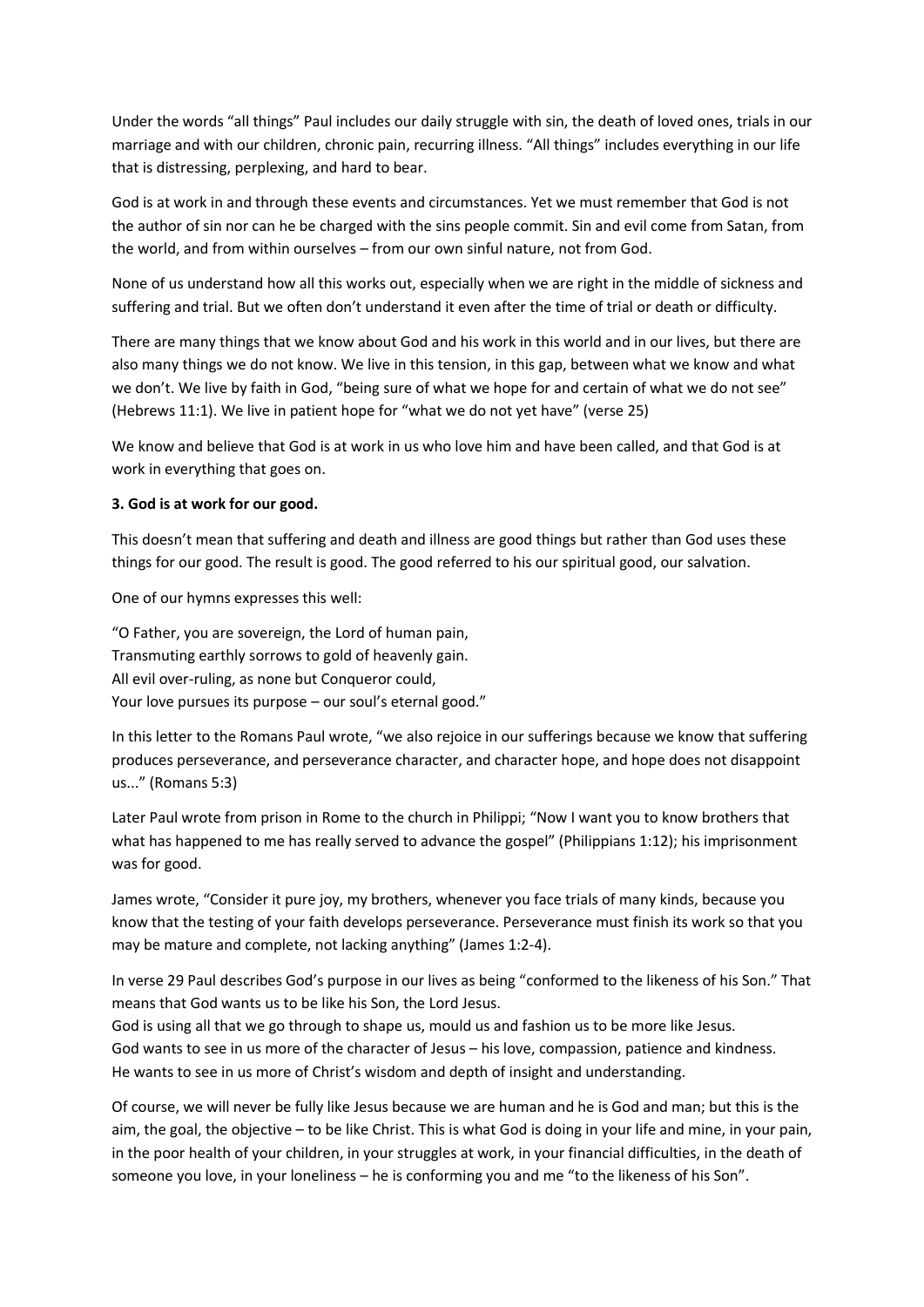Under the words "all things" Paul includes our daily struggle with sin, the death of loved ones, trials in our marriage and with our children, chronic pain, recurring illness. "All things" includes everything in our life that is distressing, perplexing, and hard to bear.

God is at work in and through these events and circumstances. Yet we must remember that God is not the author of sin nor can he be charged with the sins people commit. Sin and evil come from Satan, from the world, and from within ourselves – from our own sinful nature, not from God.

None of us understand how all this works out, especially when we are right in the middle of sickness and suffering and trial. But we often don't understand it even after the time of trial or death or difficulty.

There are many things that we know about God and his work in this world and in our lives, but there are also many things we do not know. We live in this tension, in this gap, between what we know and what we don't. We live by faith in God, "being sure of what we hope for and certain of what we do not see" (Hebrews 11:1). We live in patient hope for "what we do not yet have" (verse 25)

We know and believe that God is at work in us who love him and have been called, and that God is at work in everything that goes on.

**3. God is at work for our good.**

This doesn't mean that suffering and death and illness are good things but rather than God uses these things for our good. The result is good. The good referred to his our spiritual good, our salvation.

One of our hymns expresses this well:

"O Father, you are sovereign, the Lord of human pain,
Transmuting earthly sorrows to gold of heavenly gain.
All evil over-ruling, as none but Conqueror could,
Your love pursues its purpose – our soul's eternal good."

In this letter to the Romans Paul wrote, "we also rejoice in our sufferings because we know that suffering produces perseverance, and perseverance character, and character hope, and hope does not disappoint us..." (Romans 5:3)

Later Paul wrote from prison in Rome to the church in Philippi; "Now I want you to know brothers that what has happened to me has really served to advance the gospel" (Philippians 1:12); his imprisonment was for good.

James wrote, "Consider it pure joy, my brothers, whenever you face trials of many kinds, because you know that the testing of your faith develops perseverance. Perseverance must finish its work so that you may be mature and complete, not lacking anything" (James 1:2-4).

In verse 29 Paul describes God's purpose in our lives as being "conformed to the likeness of his Son." That means that God wants us to be like his Son, the Lord Jesus.
God is using all that we go through to shape us, mould us and fashion us to be more like Jesus.
God wants to see in us more of the character of Jesus – his love, compassion, patience and kindness.
He wants to see in us more of Christ's wisdom and depth of insight and understanding.

Of course, we will never be fully like Jesus because we are human and he is God and man; but this is the aim, the goal, the objective – to be like Christ. This is what God is doing in your life and mine, in your pain, in the poor health of your children, in your struggles at work, in your financial difficulties, in the death of someone you love, in your loneliness – he is conforming you and me "to the likeness of his Son".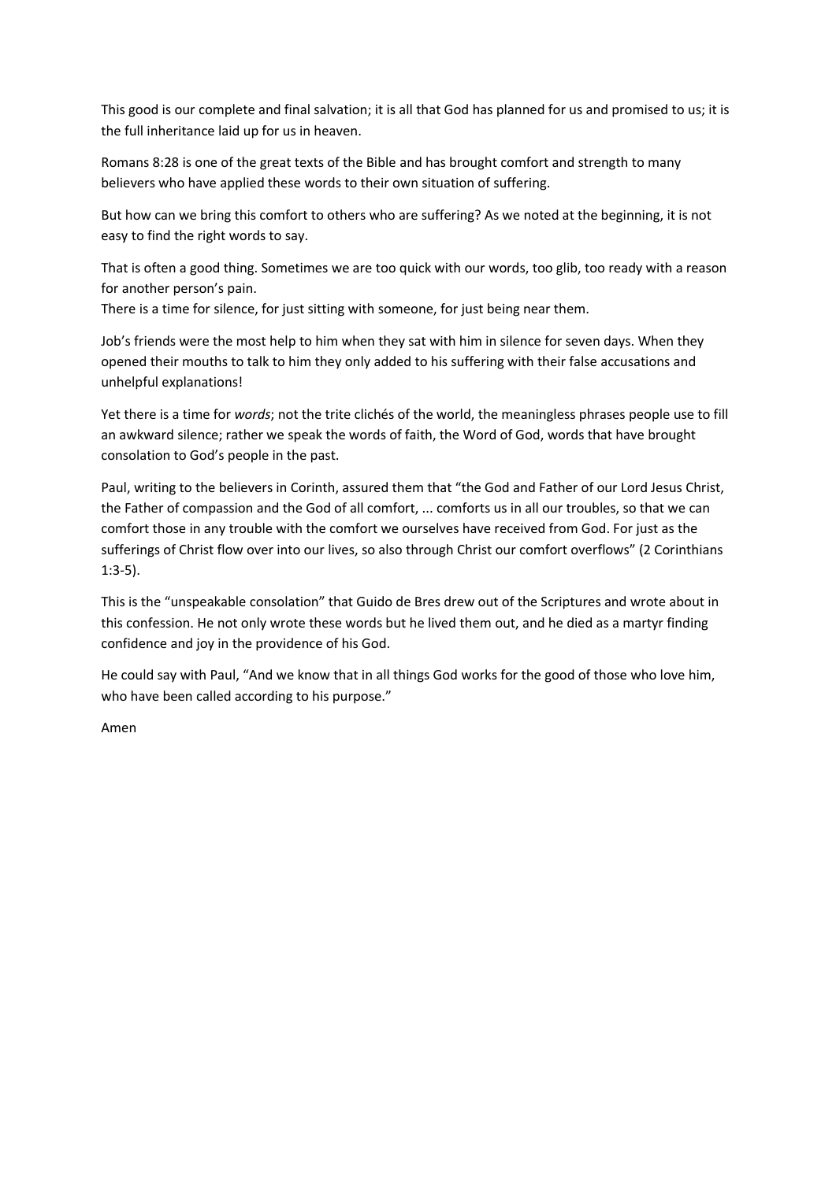This good is our complete and final salvation; it is all that God has planned for us and promised to us; it is the full inheritance laid up for us in heaven.

Romans 8:28 is one of the great texts of the Bible and has brought comfort and strength to many believers who have applied these words to their own situation of suffering.

But how can we bring this comfort to others who are suffering? As we noted at the beginning, it is not easy to find the right words to say.

That is often a good thing. Sometimes we are too quick with our words, too glib, too ready with a reason for another person's pain.
There is a time for silence, for just sitting with someone, for just being near them.

Job's friends were the most help to him when they sat with him in silence for seven days. When they opened their mouths to talk to him they only added to his suffering with their false accusations and unhelpful explanations!

Yet there is a time for *words*; not the trite clichés of the world, the meaningless phrases people use to fill an awkward silence; rather we speak the words of faith, the Word of God, words that have brought consolation to God's people in the past.

Paul, writing to the believers in Corinth, assured them that "the God and Father of our Lord Jesus Christ, the Father of compassion and the God of all comfort, ... comforts us in all our troubles, so that we can comfort those in any trouble with the comfort we ourselves have received from God. For just as the sufferings of Christ flow over into our lives, so also through Christ our comfort overflows" (2 Corinthians 1:3-5).

This is the "unspeakable consolation" that Guido de Bres drew out of the Scriptures and wrote about in this confession. He not only wrote these words but he lived them out, and he died as a martyr finding confidence and joy in the providence of his God.

He could say with Paul, "And we know that in all things God works for the good of those who love him, who have been called according to his purpose."

Amen